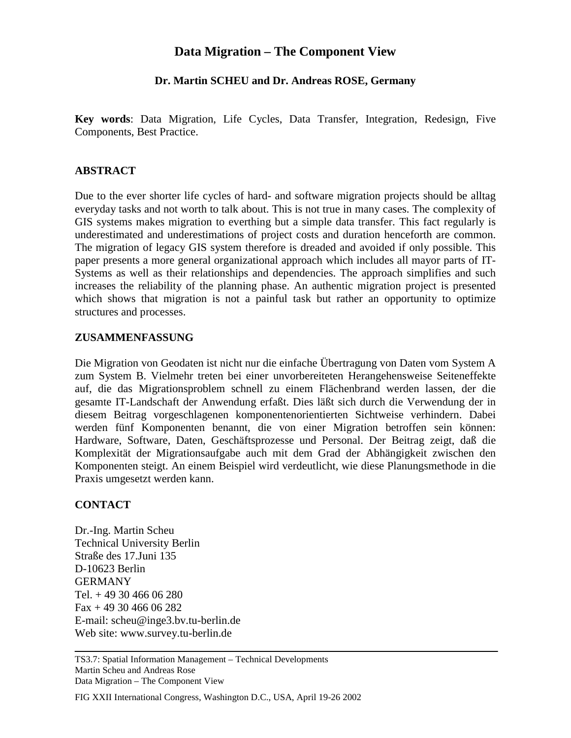# Data Migration – The Component View

**Dr. Martin SCHEU and Dr. Andreas ROSE, Germany**

**Key words**: Data Migration, Life Cycles, Data Transfer, Integration, Redesign, Five Components, Best Practice.

## ABSTRACT

Due to the ever shorter life cycles of hard- and software migration projects should be alltag everyday tasks and not worth to talk about. This is not true in many cases. The complexity of GIS systems makes migration to everthing but a simple data transfer. This fact regularly is underestimated and underestimations of project costs and duration henceforth are common. The migration of legacy GIS system therefore is dreaded and avoided if only possible. This paper presents a more general organizational approach which includes all mayor parts of IT-Systems as well as their relationships and dependencies. The approach simplifies and such increases the reliability of the planning phase. An authentic migration project is presented which shows that migration is not a painful task but rather an opportunity to optimize structures and processes.

## ZUSAMMENFASSUNG

Die Migration von Geodaten ist nicht nur die einfache Übertragung von Daten vom System A zum System B. Vielmehr treten bei einer unvorbereiteten Herangehensweise Seiteneffekte auf, die das Migrationsproblem schnell zu einem Flächenbrand werden lassen, der die gesamte IT-Landschaft der Anwendung erfaßt. Dies läßt sich durch die Verwendung der in diesem Beitrag vorgeschlagenen komponentenorientierten Sichtweise verhindern. Dabei werden fünf Komponenten benannt, die von einer Migration betroffen sein können: Hardware, Software, Daten, Geschäftsprozesse und Personal. Der Beitrag zeigt, daß die Komplexität der Migrationsaufgabe auch mit dem Grad der Abhängigkeit zwischen den Komponenten steigt. An einem Beispiel wird verdeutlicht, wie diese Planungsmethode in die Praxis umgesetzt werden kann.

## CONTACT

Dr.-Ing. Martin Scheu
Technical University Berlin
Straße des 17.Juni 135
D-10623 Berlin
GERMANY
Tel. + 49 30 466 06 280
Fax + 49 30 466 06 282
E-mail: scheu@inge3.bv.tu-berlin.de
Web site: www.survey.tu-berlin.de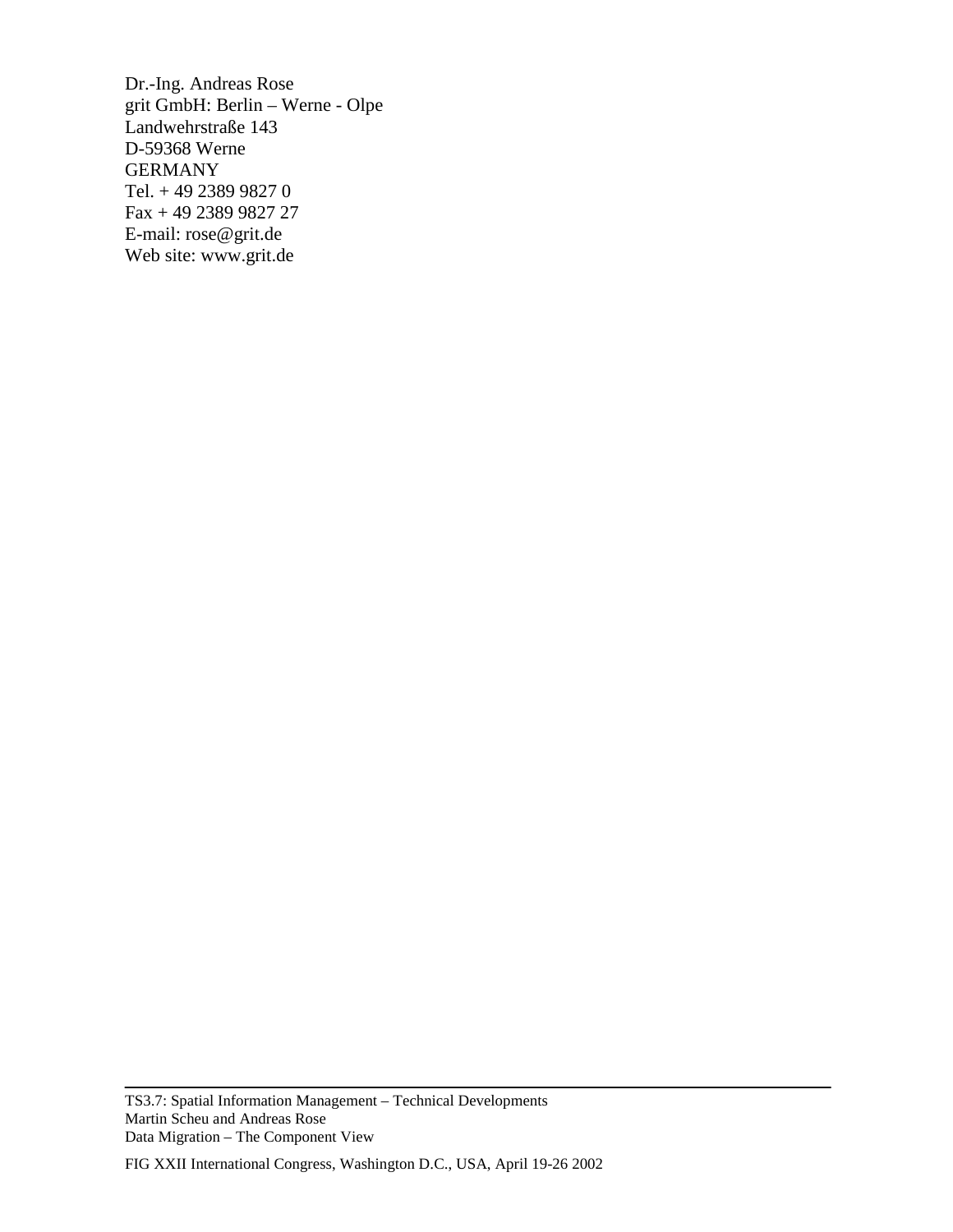Dr.-Ing. Andreas Rose
grit GmbH: Berlin – Werne - Olpe
Landwehrstraße 143
D-59368 Werne
GERMANY
Tel. + 49 2389 9827 0
Fax + 49 2389 9827 27
E-mail: rose@grit.de
Web site: www.grit.de